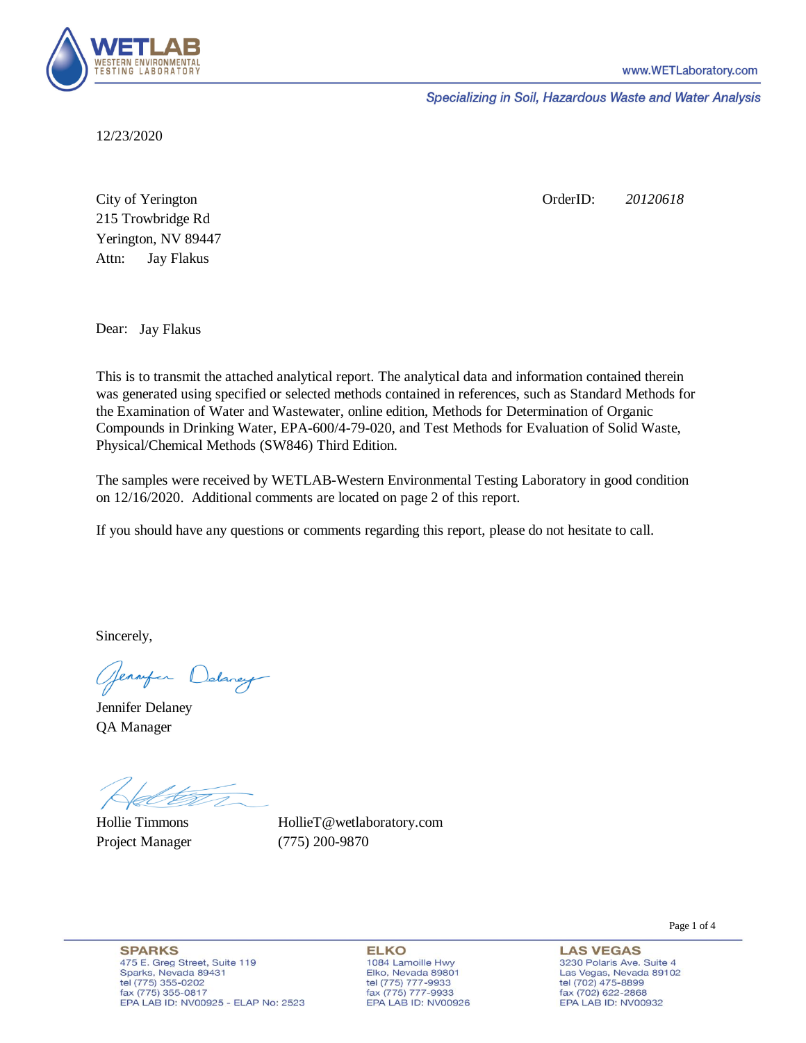WETLAB
WESTERN ENVIRONMENTAL TESTING LABORATORY

www.WETLaboratory.com

*Specializing in Soil, Hazardous Waste and Water Analysis*

12/23/2020

City of Yerington
215 Trowbridge Rd
Yerington, NV 89447
Attn: Jay Flakus

OrderID: *20120618*

Dear: Jay Flakus

This is to transmit the attached analytical report. The analytical data and information contained therein was generated using specified or selected methods contained in references, such as Standard Methods for the Examination of Water and Wastewater, online edition, Methods for Determination of Organic Compounds in Drinking Water, EPA-600/4-79-020, and Test Methods for Evaluation of Solid Waste, Physical/Chemical Methods (SW846) Third Edition.

The samples were received by WETLAB-Western Environmental Testing Laboratory in good condition on 12/16/2020. Additional comments are located on page 2 of this report.

If you should have any questions or comments regarding this report, please do not hesitate to call.

Sincerely,

Jennifer Delaney
QA Manager

Hollie Timmons
Project Manager

HollieT@wetlaboratory.com
(775) 200-9870

**SPARKS**
475 E. Greg Street, Suite 119
Sparks, Nevada 89431
tel (775) 355-0202
fax (775) 355-0817
EPA LAB ID: NV00925 - ELAP No: 2523

**ELKO**
1084 Lamoille Hwy
Elko, Nevada 89801
tel (775) 777-9933
fax (775) 777-9933
EPA LAB ID: NV00926

**LAS VEGAS**
3230 Polaris Ave. Suite 4
Las Vegas, Nevada 89102
tel (702) 475-8899
fax (702) 622-2868
EPA LAB ID: NV00932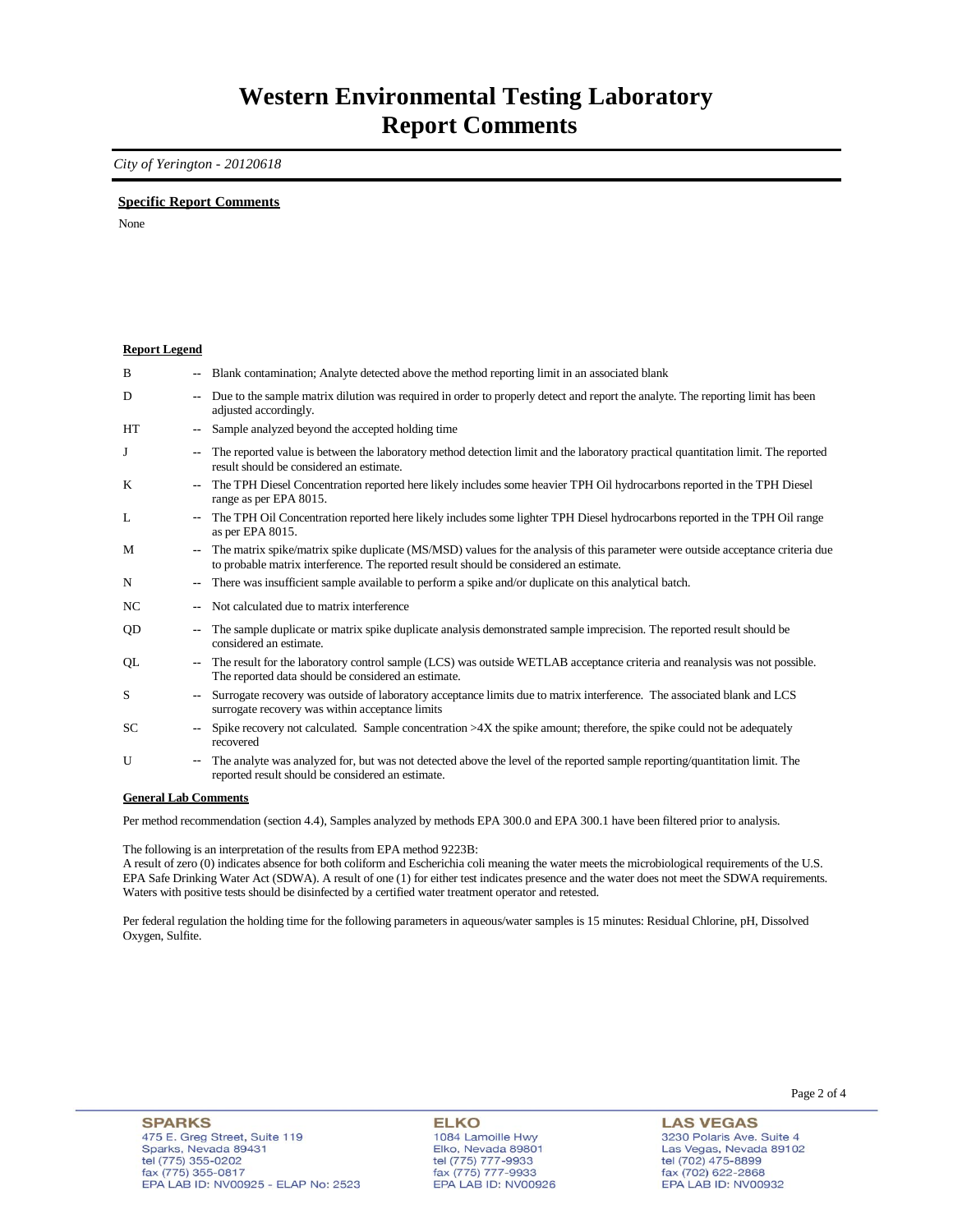# Western Environmental Testing Laboratory
# Report Comments

*City of Yerington - 20120618*

## Specific Report Comments

None

## Report Legend

| | | |
|---|---|---|
| B | -- | Blank contamination; Analyte detected above the method reporting limit in an associated blank |
| D | -- | Due to the sample matrix dilution was required in order to properly detect and report the analyte. The reporting limit has been adjusted accordingly. |
| HT | -- | Sample analyzed beyond the accepted holding time |
| J | -- | The reported value is between the laboratory method detection limit and the laboratory practical quantitation limit. The reported result should be considered an estimate. |
| K | -- | The TPH Diesel Concentration reported here likely includes some heavier TPH Oil hydrocarbons reported in the TPH Diesel range as per EPA 8015. |
| L | -- | The TPH Oil Concentration reported here likely includes some lighter TPH Diesel hydrocarbons reported in the TPH Oil range as per EPA 8015. |
| M | -- | The matrix spike/matrix spike duplicate (MS/MSD) values for the analysis of this parameter were outside acceptance criteria due to probable matrix interference. The reported result should be considered an estimate. |
| N | -- | There was insufficient sample available to perform a spike and/or duplicate on this analytical batch. |
| NC | -- | Not calculated due to matrix interference |
| QD | -- | The sample duplicate or matrix spike duplicate analysis demonstrated sample imprecision. The reported result should be considered an estimate. |
| QL | -- | The result for the laboratory control sample (LCS) was outside WETLAB acceptance criteria and reanalysis was not possible. The reported data should be considered an estimate. |
| S | -- | Surrogate recovery was outside of laboratory acceptance limits due to matrix interference. The associated blank and LCS surrogate recovery was within acceptance limits |
| SC | -- | Spike recovery not calculated. Sample concentration >4X the spike amount; therefore, the spike could not be adequately recovered |
| U | -- | The analyte was analyzed for, but was not detected above the level of the reported sample reporting/quantitation limit. The reported result should be considered an estimate. |

## General Lab Comments

Per method recommendation (section 4.4), Samples analyzed by methods EPA 300.0 and EPA 300.1 have been filtered prior to analysis.

The following is an interpretation of the results from EPA method 9223B:
A result of zero (0) indicates absence for both coliform and Escherichia coli meaning the water meets the microbiological requirements of the U.S. EPA Safe Drinking Water Act (SDWA). A result of one (1) for either test indicates presence and the water does not meet the SDWA requirements. Waters with positive tests should be disinfected by a certified water treatment operator and retested.

Per federal regulation the holding time for the following parameters in aqueous/water samples is 15 minutes: Residual Chlorine, pH, Dissolved Oxygen, Sulfite.

**SPARKS**
475 E. Greg Street, Suite 119
Sparks, Nevada 89431
tel (775) 355-0202
fax (775) 355-0817
EPA LAB ID: NV00925 - ELAP No: 2523

**ELKO**
1084 Lamoille Hwy
Elko, Nevada 89801
tel (775) 777-9933
fax (775) 777-9933
EPA LAB ID: NV00926

**LAS VEGAS**
3230 Polaris Ave. Suite 4
Las Vegas, Nevada 89102
tel (702) 475-8899
fax (702) 622-2868
EPA LAB ID: NV00932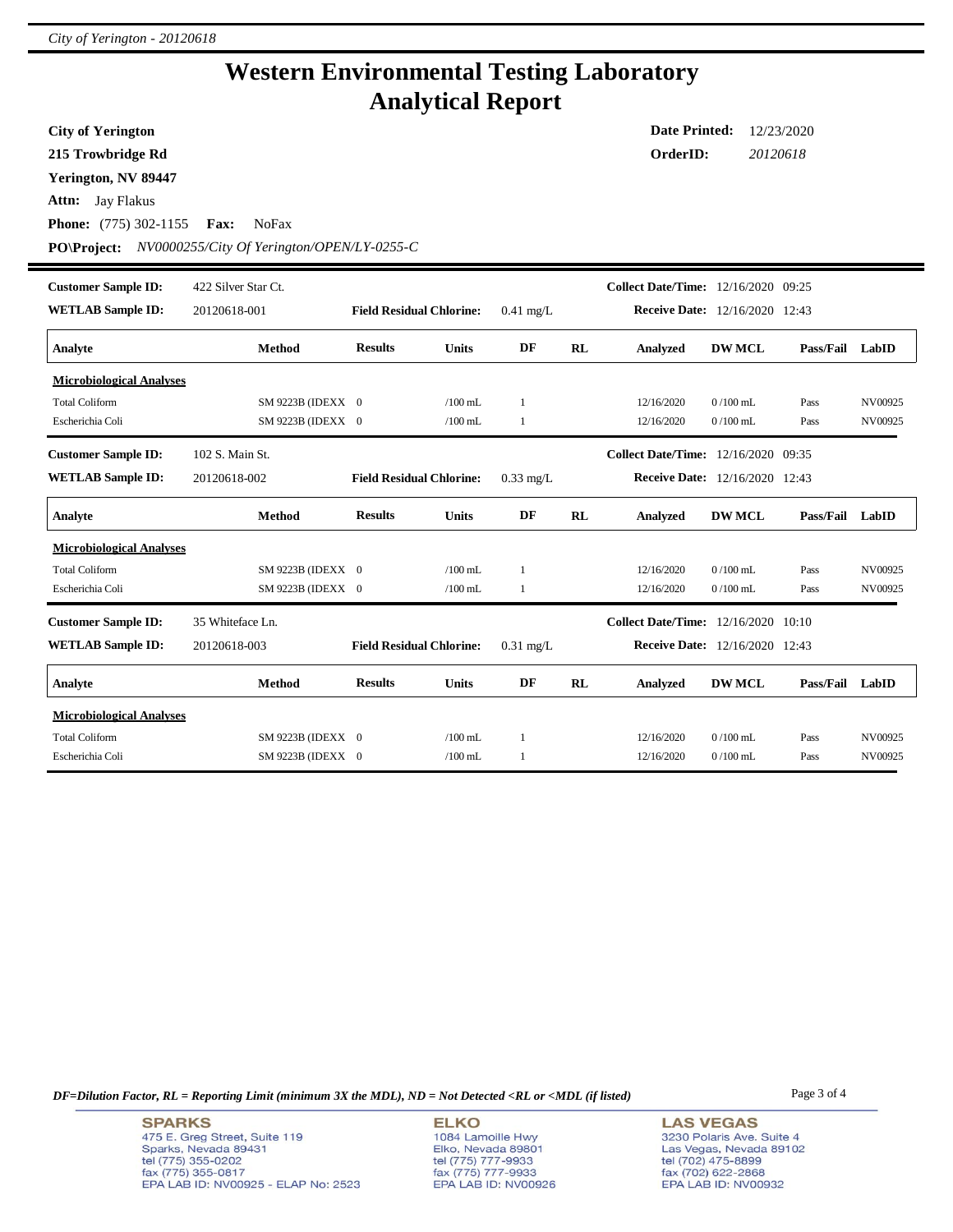# Western Environmental Testing Laboratory
# Analytical Report

**City of Yerington**
**215 Trowbridge Rd**
**Yerington, NV 89447**
**Attn:** Jay Flakus
**Phone:** (775) 302-1155 **Fax:** NoFax
**PO\Project:** *NV0000255/City Of Yerington/OPEN/LY-0255-C*

**Date Printed:** 12/23/2020
**OrderID:** *20120618*

---

**Customer Sample ID:** 422 Silver Star Ct. **Collect Date/Time:** 12/16/2020 09:25
**WETLAB Sample ID:** 20120618-001 **Field Residual Chlorine:** 0.41 mg/L **Receive Date:** 12/16/2020 12:43

| Analyte | Method | Results | Units | DF | RL | Analyzed | DW MCL | Pass/Fail | LabID |
|---|---|---|---|---|---|---|---|---|---|
| **Microbiological Analyses** | | | | | | | | | |
| Total Coliform | SM 9223B (IDEXX | 0 | /100 mL | 1 | | 12/16/2020 | 0 /100 mL | Pass | NV00925 |
| Escherichia Coli | SM 9223B (IDEXX | 0 | /100 mL | 1 | | 12/16/2020 | 0 /100 mL | Pass | NV00925 |

**Customer Sample ID:** 102 S. Main St. **Collect Date/Time:** 12/16/2020 09:35
**WETLAB Sample ID:** 20120618-002 **Field Residual Chlorine:** 0.33 mg/L **Receive Date:** 12/16/2020 12:43

| Analyte | Method | Results | Units | DF | RL | Analyzed | DW MCL | Pass/Fail | LabID |
|---|---|---|---|---|---|---|---|---|---|
| **Microbiological Analyses** | | | | | | | | | |
| Total Coliform | SM 9223B (IDEXX | 0 | /100 mL | 1 | | 12/16/2020 | 0 /100 mL | Pass | NV00925 |
| Escherichia Coli | SM 9223B (IDEXX | 0 | /100 mL | 1 | | 12/16/2020 | 0 /100 mL | Pass | NV00925 |

**Customer Sample ID:** 35 Whiteface Ln. **Collect Date/Time:** 12/16/2020 10:10
**WETLAB Sample ID:** 20120618-003 **Field Residual Chlorine:** 0.31 mg/L **Receive Date:** 12/16/2020 12:43

| Analyte | Method | Results | Units | DF | RL | Analyzed | DW MCL | Pass/Fail | LabID |
|---|---|---|---|---|---|---|---|---|---|
| **Microbiological Analyses** | | | | | | | | | |
| Total Coliform | SM 9223B (IDEXX | 0 | /100 mL | 1 | | 12/16/2020 | 0 /100 mL | Pass | NV00925 |
| Escherichia Coli | SM 9223B (IDEXX | 0 | /100 mL | 1 | | 12/16/2020 | 0 /100 mL | Pass | NV00925 |

*DF=Dilution Factor, RL = Reporting Limit (minimum 3X the MDL), ND = Not Detected <RL or <MDL (if listed)*

**SPARKS**
475 E. Greg Street, Suite 119
Sparks, Nevada 89431
tel (775) 355-0202
fax (775) 355-0817
EPA LAB ID: NV00925 - ELAP No: 2523

**ELKO**
1084 Lamoille Hwy
Elko, Nevada 89801
tel (775) 777-9933
fax (775) 777-9933
EPA LAB ID: NV00926

**LAS VEGAS**
3230 Polaris Ave. Suite 4
Las Vegas, Nevada 89102
tel (702) 475-8899
fax (702) 622-2868
EPA LAB ID: NV00932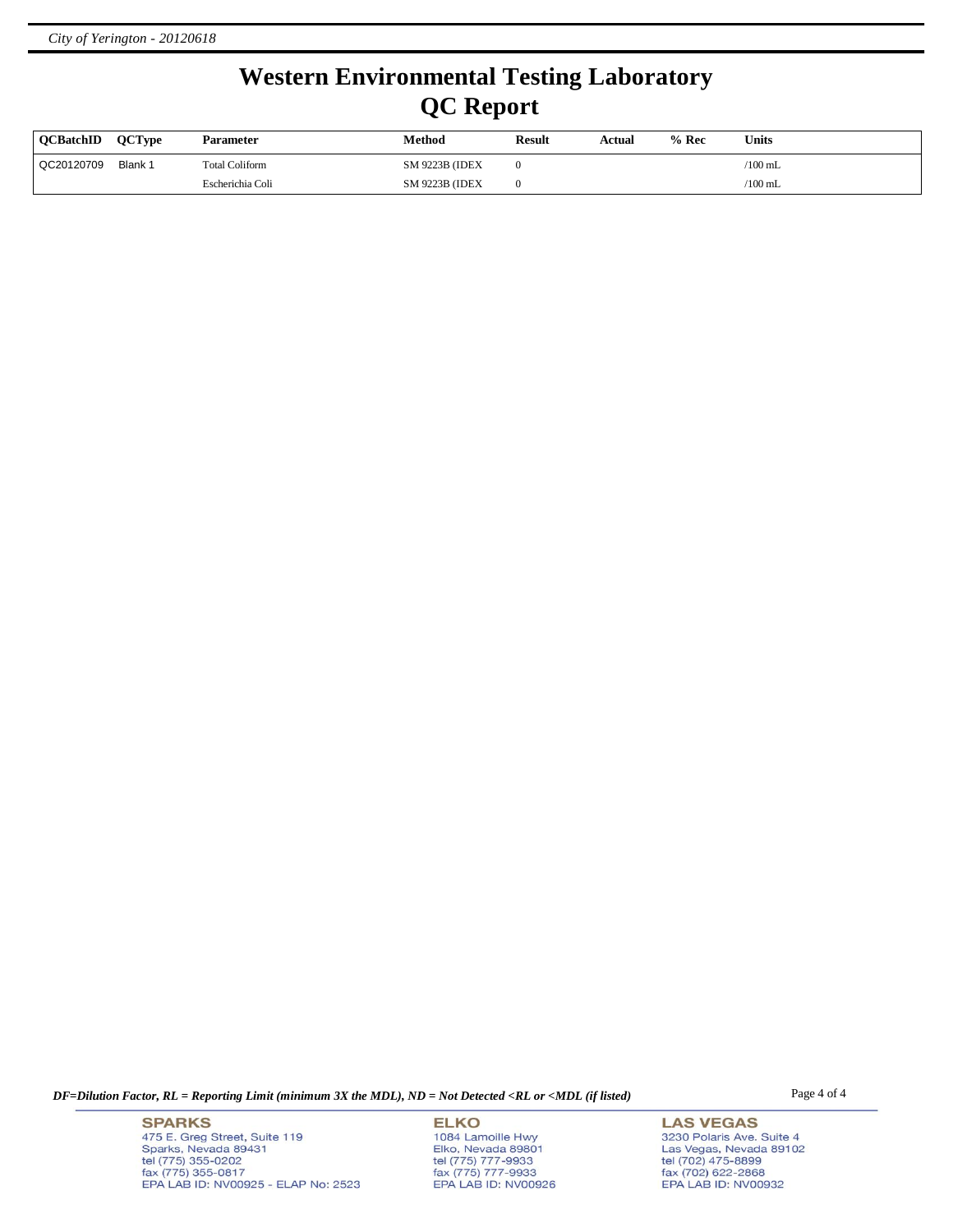# Western Environmental Testing Laboratory
# QC Report

| QCBatchID | QCType | Parameter | Method | Result | Actual | % Rec | Units |
|---|---|---|---|---|---|---|---|
| QC20120709 | Blank 1 | Total Coliform | SM 9223B (IDEX | 0 | | | /100 mL |
| | | Escherichia Coli | SM 9223B (IDEX | 0 | | | /100 mL |

*DF=Dilution Factor, RL = Reporting Limit (minimum 3X the MDL), ND = Not Detected <RL or <MDL (if listed)*

**SPARKS**
475 E. Greg Street, Suite 119
Sparks, Nevada 89431
tel (775) 355-0202
fax (775) 355-0817
EPA LAB ID: NV00925 - ELAP No: 2523

**ELKO**
1084 Lamoille Hwy
Elko, Nevada 89801
tel (775) 777-9933
fax (775) 777-9933
EPA LAB ID: NV00926

**LAS VEGAS**
3230 Polaris Ave. Suite 4
Las Vegas, Nevada 89102
tel (702) 475-8899
fax (702) 622-2868
EPA LAB ID: NV00932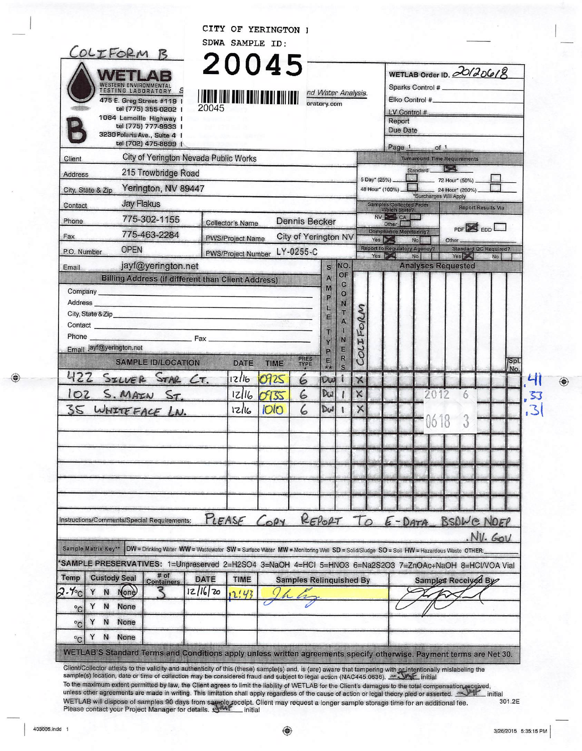COLIFORM B

CITY OF YERINGTON I
SDWA SAMPLE ID:

**20045**

20045

**WETLAB**
WESTERN ENVIRONMENTAL TESTING LABORATORY

475 E. Greg Street #119 | tel (775) 355-0202
1084 Lamoille Highway | tel (775) 777-9933
3230 Polaris Ave., Suite 4 | tel (702) 475-8899

...nd Water Analysis.
...oratory.com

WETLAB Order ID. 20120618
Sparks Control #
Elko Control #
LV Control #
Report Due Date
Page 1 of 1

| | |
|---|---|
| Client | City of Yerington Nevada Public Works |
| Address | 215 Trowbridge Road |
| City, State & Zip | Yerington, NV 89447 |
| Contact | Jay Flakus |
| Phone | 775-302-1155 |
| Fax | 775-463-2284 |
| P.O. Number | OPEN |
| Email | jayf@yerington.net |

Collector's Name: Dennis Becker
PWS/Project Name: City of Yerington NV
PWS/Project Number: LY-0255-C

**Turnaround Time Requirements**
Standard [X]
5 Day* (25%) [ ] 72 Hour* (50%) [ ]
48 Hour* (100%) [ ] 24 Hour* (200%) [ ]
*Surcharges Will Apply

Samples Collected From Which State? NV [X] CA [ ] Other
Report Results Via: PDF [X] EDD [ ] Other
Compliance Monitoring? Yes [X] No [ ]
Report to Regulatory Agency? Yes [X] No [ ]
Standard QC Required? Yes [X] No [ ]

**Billing Address (if different than Client Address)**
Company
Address
City, State & Zip
Contact
Phone Fax
Email jayf@yerington.net

**Analyses Requested**

| SAMPLE ID/LOCATION | DATE | TIME | PRES TYPE* | SAMPLE TYPE** | NO. OF CONTAINERS | COLIFORM | Spl. No. |
|---|---|---|---|---|---|---|---|
| 422 SILVER STAR CT. | 12/16 | 0925 | 6 | DW | 1 | X | .41 |
| 102 S. MAIN ST. | 12/16 | 0935 | 6 | DW | 1 | X | .53 |
| 35 WHITEFACE LN. | 12/16 | 1010 | 6 | DW | 1 | X | .31 |

2012 6
0618 3

Instructions/Comments/Special Requirements: PLEASE COPY REPORT TO E-DATA_BSDW@NDEP.NV.GOV

Sample Matrix Key** DW = Drinking Water WW = Wastewater SW = Surface Water MW = Monitoring Well SD = Solid/Sludge SO = Soil HW = Hazardous Waste OTHER:

*SAMPLE PRESERVATIVES: 1=Unpreserved 2=H2SO4 3=NaOH 4=HCl 5=HNO3 6=Na2S2O3 7=ZnOAc+NaOH 8=HCl/VOA Vial

| Temp | Custody Seal | # of Containers | DATE | TIME | Samples Relinquished By | Samples Received By |
|---|---|---|---|---|---|---|
| 2.4°C | Y N None | 3 | 12/16/20 | 12:43 | [signature] | [signature] |
| °C | Y N None | | | | | |
| °C | Y N None | | | | | |
| °C | Y N None | | | | | |

**WETLAB'S Standard Terms and Conditions apply unless written agreements specify otherwise. Payment terms are Net 30.**

Client/Collector attests to the validity and authenticity of this (these) sample(s) and, is (are) aware that tampering with or intentionally mislabeling the sample(s) location, date or time of collection may be considered fraud and subject to legal action (NAC445.0636). JMF initial

To the maximum extent permitted by law, the Client agrees to limit the liability of WETLAB for the Client's damages to the total compensation received, unless other agreements are made in writing. This limitation shall apply regardless of the cause of action or legal theory pled or asserted. JMF initial

WETLAB will dispose of samples 90 days from sample receipt. Client may request a longer sample storage time for an additional fee. Please contact your Project Manager for details. JMF initial

301.2E